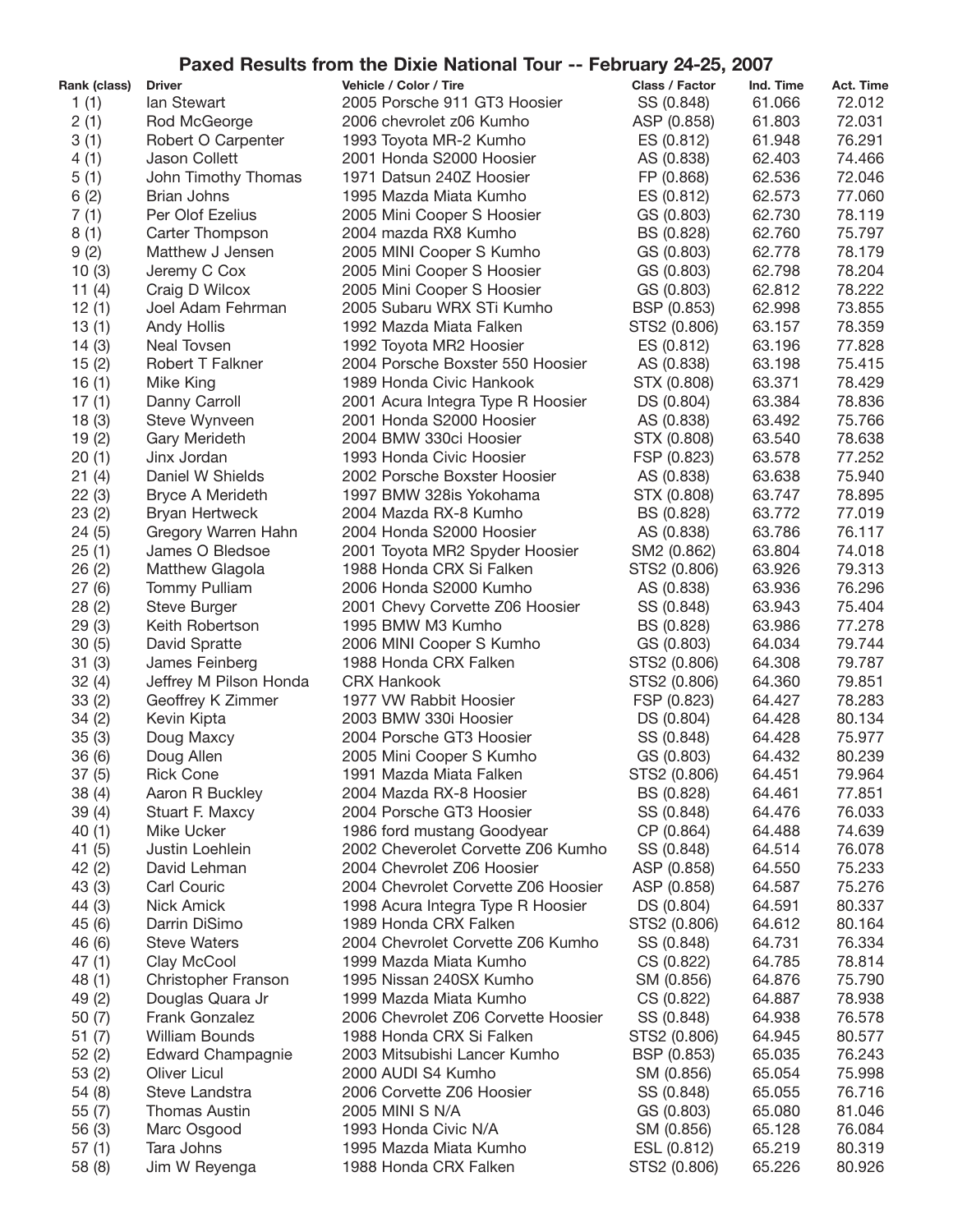## Paxed Results from the Dixie National Tour -- February 24-25, 2007

| Rank (class) | Driver | Vehicle / Color / Tire | Class / Factor | Ind. Time | Act. Time |
|---|---|---|---|---|---|
| 1 (1) | Ian Stewart | 2005 Porsche 911 GT3 Hoosier | SS (0.848) | 61.066 | 72.012 |
| 2 (1) | Rod McGeorge | 2006 chevrolet z06 Kumho | ASP (0.858) | 61.803 | 72.031 |
| 3 (1) | Robert O Carpenter | 1993 Toyota MR-2 Kumho | ES (0.812) | 61.948 | 76.291 |
| 4 (1) | Jason Collett | 2001 Honda S2000 Hoosier | AS (0.838) | 62.403 | 74.466 |
| 5 (1) | John Timothy Thomas | 1971 Datsun 240Z Hoosier | FP (0.868) | 62.536 | 72.046 |
| 6 (2) | Brian Johns | 1995 Mazda Miata Kumho | ES (0.812) | 62.573 | 77.060 |
| 7 (1) | Per Olof Ezelius | 2005 Mini Cooper S Hoosier | GS (0.803) | 62.730 | 78.119 |
| 8 (1) | Carter Thompson | 2004 mazda RX8 Kumho | BS (0.828) | 62.760 | 75.797 |
| 9 (2) | Matthew J Jensen | 2005 MINI Cooper S Kumho | GS (0.803) | 62.778 | 78.179 |
| 10 (3) | Jeremy C Cox | 2005 Mini Cooper S Hoosier | GS (0.803) | 62.798 | 78.204 |
| 11 (4) | Craig D Wilcox | 2005 Mini Cooper S Hoosier | GS (0.803) | 62.812 | 78.222 |
| 12 (1) | Joel Adam Fehrman | 2005 Subaru WRX STi Kumho | BSP (0.853) | 62.998 | 73.855 |
| 13 (1) | Andy Hollis | 1992 Mazda Miata Falken | STS2 (0.806) | 63.157 | 78.359 |
| 14 (3) | Neal Tovsen | 1992 Toyota MR2 Hoosier | ES (0.812) | 63.196 | 77.828 |
| 15 (2) | Robert T Falkner | 2004 Porsche Boxster 550 Hoosier | AS (0.838) | 63.198 | 75.415 |
| 16 (1) | Mike King | 1989 Honda Civic Hankook | STX (0.808) | 63.371 | 78.429 |
| 17 (1) | Danny Carroll | 2001 Acura Integra Type R Hoosier | DS (0.804) | 63.384 | 78.836 |
| 18 (3) | Steve Wynveen | 2001 Honda S2000 Hoosier | AS (0.838) | 63.492 | 75.766 |
| 19 (2) | Gary Merideth | 2004 BMW 330ci Hoosier | STX (0.808) | 63.540 | 78.638 |
| 20 (1) | Jinx Jordan | 1993 Honda Civic Hoosier | FSP (0.823) | 63.578 | 77.252 |
| 21 (4) | Daniel W Shields | 2002 Porsche Boxster Hoosier | AS (0.838) | 63.638 | 75.940 |
| 22 (3) | Bryce A Merideth | 1997 BMW 328is Yokohama | STX (0.808) | 63.747 | 78.895 |
| 23 (2) | Bryan Hertweck | 2004 Mazda RX-8 Kumho | BS (0.828) | 63.772 | 77.019 |
| 24 (5) | Gregory Warren Hahn | 2004 Honda S2000 Hoosier | AS (0.838) | 63.786 | 76.117 |
| 25 (1) | James O Bledsoe | 2001 Toyota MR2 Spyder Hoosier | SM2 (0.862) | 63.804 | 74.018 |
| 26 (2) | Matthew Glagola | 1988 Honda CRX Si Falken | STS2 (0.806) | 63.926 | 79.313 |
| 27 (6) | Tommy Pulliam | 2006 Honda S2000 Kumho | AS (0.838) | 63.936 | 76.296 |
| 28 (2) | Steve Burger | 2001 Chevy Corvette Z06 Hoosier | SS (0.848) | 63.943 | 75.404 |
| 29 (3) | Keith Robertson | 1995 BMW M3 Kumho | BS (0.828) | 63.986 | 77.278 |
| 30 (5) | David Spratte | 2006 MINI Cooper S Kumho | GS (0.803) | 64.034 | 79.744 |
| 31 (3) | James Feinberg | 1988 Honda CRX Falken | STS2 (0.806) | 64.308 | 79.787 |
| 32 (4) | Jeffrey M Pilson Honda | CRX Hankook | STS2 (0.806) | 64.360 | 79.851 |
| 33 (2) | Geoffrey K Zimmer | 1977 VW Rabbit Hoosier | FSP (0.823) | 64.427 | 78.283 |
| 34 (2) | Kevin Kipta | 2003 BMW 330i Hoosier | DS (0.804) | 64.428 | 80.134 |
| 35 (3) | Doug Maxcy | 2004 Porsche GT3 Hoosier | SS (0.848) | 64.428 | 75.977 |
| 36 (6) | Doug Allen | 2005 Mini Cooper S Kumho | GS (0.803) | 64.432 | 80.239 |
| 37 (5) | Rick Cone | 1991 Mazda Miata Falken | STS2 (0.806) | 64.451 | 79.964 |
| 38 (4) | Aaron R Buckley | 2004 Mazda RX-8 Hoosier | BS (0.828) | 64.461 | 77.851 |
| 39 (4) | Stuart F. Maxcy | 2004 Porsche GT3 Hoosier | SS (0.848) | 64.476 | 76.033 |
| 40 (1) | Mike Ucker | 1986 ford mustang Goodyear | CP (0.864) | 64.488 | 74.639 |
| 41 (5) | Justin Loehlein | 2002 Cheverolet Corvette Z06 Kumho | SS (0.848) | 64.514 | 76.078 |
| 42 (2) | David Lehman | 2004 Chevrolet Z06 Hoosier | ASP (0.858) | 64.550 | 75.233 |
| 43 (3) | Carl Couric | 2004 Chevrolet Corvette Z06 Hoosier | ASP (0.858) | 64.587 | 75.276 |
| 44 (3) | Nick Amick | 1998 Acura Integra Type R Hoosier | DS (0.804) | 64.591 | 80.337 |
| 45 (6) | Darrin DiSimo | 1989 Honda CRX Falken | STS2 (0.806) | 64.612 | 80.164 |
| 46 (6) | Steve Waters | 2004 Chevrolet Corvette Z06 Kumho | SS (0.848) | 64.731 | 76.334 |
| 47 (1) | Clay McCool | 1999 Mazda Miata Kumho | CS (0.822) | 64.785 | 78.814 |
| 48 (1) | Christopher Franson | 1995 Nissan 240SX Kumho | SM (0.856) | 64.876 | 75.790 |
| 49 (2) | Douglas Quara Jr | 1999 Mazda Miata Kumho | CS (0.822) | 64.887 | 78.938 |
| 50 (7) | Frank Gonzalez | 2006 Chevrolet Z06 Corvette Hoosier | SS (0.848) | 64.938 | 76.578 |
| 51 (7) | William Bounds | 1988 Honda CRX Si Falken | STS2 (0.806) | 64.945 | 80.577 |
| 52 (2) | Edward Champagnie | 2003 Mitsubishi Lancer Kumho | BSP (0.853) | 65.035 | 76.243 |
| 53 (2) | Oliver Licul | 2000 AUDI S4 Kumho | SM (0.856) | 65.054 | 75.998 |
| 54 (8) | Steve Landstra | 2006 Corvette Z06 Hoosier | SS (0.848) | 65.055 | 76.716 |
| 55 (7) | Thomas Austin | 2005 MINI S N/A | GS (0.803) | 65.080 | 81.046 |
| 56 (3) | Marc Osgood | 1993 Honda Civic N/A | SM (0.856) | 65.128 | 76.084 |
| 57 (1) | Tara Johns | 1995 Mazda Miata Kumho | ESL (0.812) | 65.219 | 80.319 |
| 58 (8) | Jim W Reyenga | 1988 Honda CRX Falken | STS2 (0.806) | 65.226 | 80.926 |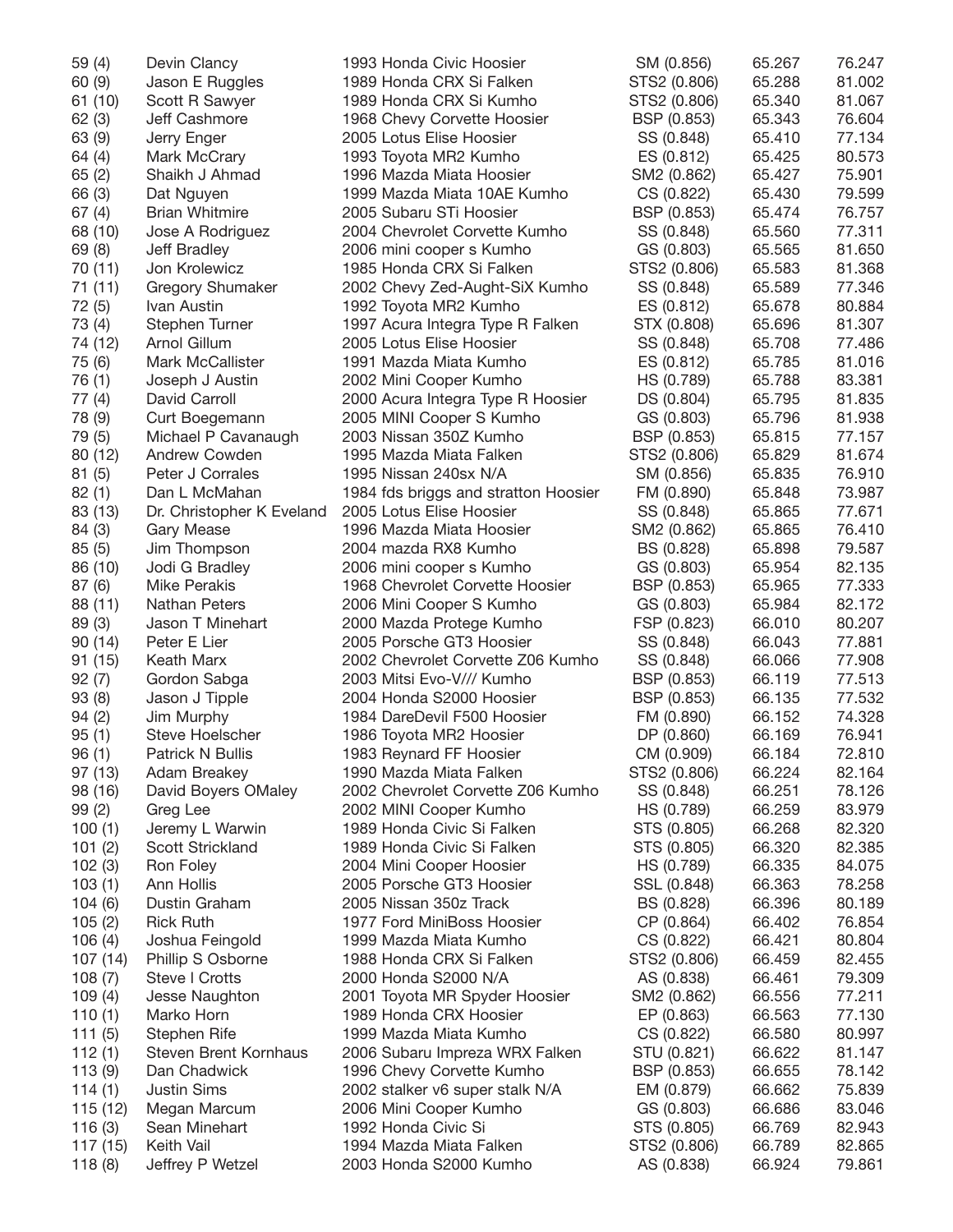| 59 (4) | Devin Clancy | 1993 Honda Civic Hoosier | SM (0.856) | 65.267 | 76.247 |
|---|---|---|---|---|---|
| 60 (9) | Jason E Ruggles | 1989 Honda CRX Si Falken | STS2 (0.806) | 65.288 | 81.002 |
| 61 (10) | Scott R Sawyer | 1989 Honda CRX Si Kumho | STS2 (0.806) | 65.340 | 81.067 |
| 62 (3) | Jeff Cashmore | 1968 Chevy Corvette Hoosier | BSP (0.853) | 65.343 | 76.604 |
| 63 (9) | Jerry Enger | 2005 Lotus Elise Hoosier | SS (0.848) | 65.410 | 77.134 |
| 64 (4) | Mark McCrary | 1993 Toyota MR2 Kumho | ES (0.812) | 65.425 | 80.573 |
| 65 (2) | Shaikh J Ahmad | 1996 Mazda Miata Hoosier | SM2 (0.862) | 65.427 | 75.901 |
| 66 (3) | Dat Nguyen | 1999 Mazda Miata 10AE Kumho | CS (0.822) | 65.430 | 79.599 |
| 67 (4) | Brian Whitmire | 2005 Subaru STi Hoosier | BSP (0.853) | 65.474 | 76.757 |
| 68 (10) | Jose A Rodriguez | 2004 Chevrolet Corvette Kumho | SS (0.848) | 65.560 | 77.311 |
| 69 (8) | Jeff Bradley | 2006 mini cooper s Kumho | GS (0.803) | 65.565 | 81.650 |
| 70 (11) | Jon Krolewicz | 1985 Honda CRX Si Falken | STS2 (0.806) | 65.583 | 81.368 |
| 71 (11) | Gregory Shumaker | 2002 Chevy Zed-Aught-SiX Kumho | SS (0.848) | 65.589 | 77.346 |
| 72 (5) | Ivan Austin | 1992 Toyota MR2 Kumho | ES (0.812) | 65.678 | 80.884 |
| 73 (4) | Stephen Turner | 1997 Acura Integra Type R Falken | STX (0.808) | 65.696 | 81.307 |
| 74 (12) | Arnol Gillum | 2005 Lotus Elise Hoosier | SS (0.848) | 65.708 | 77.486 |
| 75 (6) | Mark McCallister | 1991 Mazda Miata Kumho | ES (0.812) | 65.785 | 81.016 |
| 76 (1) | Joseph J Austin | 2002 Mini Cooper Kumho | HS (0.789) | 65.788 | 83.381 |
| 77 (4) | David Carroll | 2000 Acura Integra Type R Hoosier | DS (0.804) | 65.795 | 81.835 |
| 78 (9) | Curt Boegemann | 2005 MINI Cooper S Kumho | GS (0.803) | 65.796 | 81.938 |
| 79 (5) | Michael P Cavanaugh | 2003 Nissan 350Z Kumho | BSP (0.853) | 65.815 | 77.157 |
| 80 (12) | Andrew Cowden | 1995 Mazda Miata Falken | STS2 (0.806) | 65.829 | 81.674 |
| 81 (5) | Peter J Corrales | 1995 Nissan 240sx N/A | SM (0.856) | 65.835 | 76.910 |
| 82 (1) | Dan L McMahan | 1984 fds briggs and stratton Hoosier | FM (0.890) | 65.848 | 73.987 |
| 83 (13) | Dr. Christopher K Eveland | 2005 Lotus Elise Hoosier | SS (0.848) | 65.865 | 77.671 |
| 84 (3) | Gary Mease | 1996 Mazda Miata Hoosier | SM2 (0.862) | 65.865 | 76.410 |
| 85 (5) | Jim Thompson | 2004 mazda RX8 Kumho | BS (0.828) | 65.898 | 79.587 |
| 86 (10) | Jodi G Bradley | 2006 mini cooper s Kumho | GS (0.803) | 65.954 | 82.135 |
| 87 (6) | Mike Perakis | 1968 Chevrolet Corvette Hoosier | BSP (0.853) | 65.965 | 77.333 |
| 88 (11) | Nathan Peters | 2006 Mini Cooper S Kumho | GS (0.803) | 65.984 | 82.172 |
| 89 (3) | Jason T Minehart | 2000 Mazda Protege Kumho | FSP (0.823) | 66.010 | 80.207 |
| 90 (14) | Peter E Lier | 2005 Porsche GT3 Hoosier | SS (0.848) | 66.043 | 77.881 |
| 91 (15) | Keath Marx | 2002 Chevrolet Corvette Z06 Kumho | SS (0.848) | 66.066 | 77.908 |
| 92 (7) | Gordon Sabga | 2003 Mitsi Evo-V/// Kumho | BSP (0.853) | 66.119 | 77.513 |
| 93 (8) | Jason J Tipple | 2004 Honda S2000 Hoosier | BSP (0.853) | 66.135 | 77.532 |
| 94 (2) | Jim Murphy | 1984 DareDevil F500 Hoosier | FM (0.890) | 66.152 | 74.328 |
| 95 (1) | Steve Hoelscher | 1986 Toyota MR2 Hoosier | DP (0.860) | 66.169 | 76.941 |
| 96 (1) | Patrick N Bullis | 1983 Reynard FF Hoosier | CM (0.909) | 66.184 | 72.810 |
| 97 (13) | Adam Breakey | 1990 Mazda Miata Falken | STS2 (0.806) | 66.224 | 82.164 |
| 98 (16) | David Boyers OMaley | 2002 Chevrolet Corvette Z06 Kumho | SS (0.848) | 66.251 | 78.126 |
| 99 (2) | Greg Lee | 2002 MINI Cooper Kumho | HS (0.789) | 66.259 | 83.979 |
| 100 (1) | Jeremy L Warwin | 1989 Honda Civic Si Falken | STS (0.805) | 66.268 | 82.320 |
| 101 (2) | Scott Strickland | 1989 Honda Civic Si Falken | STS (0.805) | 66.320 | 82.385 |
| 102 (3) | Ron Foley | 2004 Mini Cooper Hoosier | HS (0.789) | 66.335 | 84.075 |
| 103 (1) | Ann Hollis | 2005 Porsche GT3 Hoosier | SSL (0.848) | 66.363 | 78.258 |
| 104 (6) | Dustin Graham | 2005 Nissan 350z Track | BS (0.828) | 66.396 | 80.189 |
| 105 (2) | Rick Ruth | 1977 Ford MiniBoss Hoosier | CP (0.864) | 66.402 | 76.854 |
| 106 (4) | Joshua Feingold | 1999 Mazda Miata Kumho | CS (0.822) | 66.421 | 80.804 |
| 107 (14) | Phillip S Osborne | 1988 Honda CRX Si Falken | STS2 (0.806) | 66.459 | 82.455 |
| 108 (7) | Steve I Crotts | 2000 Honda S2000 N/A | AS (0.838) | 66.461 | 79.309 |
| 109 (4) | Jesse Naughton | 2001 Toyota MR Spyder Hoosier | SM2 (0.862) | 66.556 | 77.211 |
| 110 (1) | Marko Horn | 1989 Honda CRX Hoosier | EP (0.863) | 66.563 | 77.130 |
| 111 (5) | Stephen Rife | 1999 Mazda Miata Kumho | CS (0.822) | 66.580 | 80.997 |
| 112 (1) | Steven Brent Kornhaus | 2006 Subaru Impreza WRX Falken | STU (0.821) | 66.622 | 81.147 |
| 113 (9) | Dan Chadwick | 1996 Chevy Corvette Kumho | BSP (0.853) | 66.655 | 78.142 |
| 114 (1) | Justin Sims | 2002 stalker v6 super stalk N/A | EM (0.879) | 66.662 | 75.839 |
| 115 (12) | Megan Marcum | 2006 Mini Cooper Kumho | GS (0.803) | 66.686 | 83.046 |
| 116 (3) | Sean Minehart | 1992 Honda Civic Si | STS (0.805) | 66.769 | 82.943 |
| 117 (15) | Keith Vail | 1994 Mazda Miata Falken | STS2 (0.806) | 66.789 | 82.865 |
| 118 (8) | Jeffrey P Wetzel | 2003 Honda S2000 Kumho | AS (0.838) | 66.924 | 79.861 |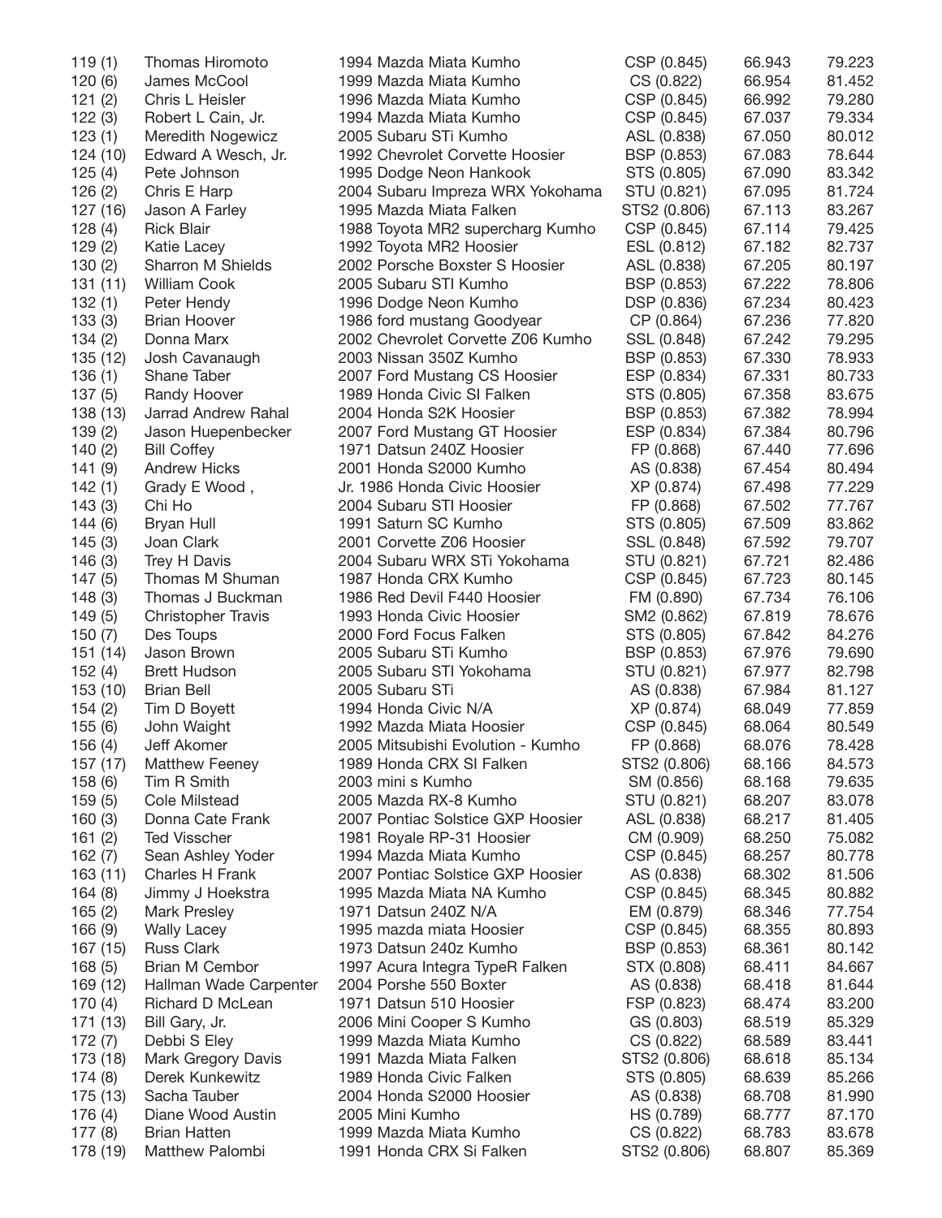| | | | | | |
|---|---|---|---|---|---|
| 119 (1) | Thomas Hiromoto | 1994 Mazda Miata Kumho | CSP (0.845) | 66.943 | 79.223 |
| 120 (6) | James McCool | 1999 Mazda Miata Kumho | CS (0.822) | 66.954 | 81.452 |
| 121 (2) | Chris L Heisler | 1996 Mazda Miata Kumho | CSP (0.845) | 66.992 | 79.280 |
| 122 (3) | Robert L Cain, Jr. | 1994 Mazda Miata Kumho | CSP (0.845) | 67.037 | 79.334 |
| 123 (1) | Meredith Nogewicz | 2005 Subaru STi Kumho | ASL (0.838) | 67.050 | 80.012 |
| 124 (10) | Edward A Wesch, Jr. | 1992 Chevrolet Corvette Hoosier | BSP (0.853) | 67.083 | 78.644 |
| 125 (4) | Pete Johnson | 1995 Dodge Neon Hankook | STS (0.805) | 67.090 | 83.342 |
| 126 (2) | Chris E Harp | 2004 Subaru Impreza WRX Yokohama | STU (0.821) | 67.095 | 81.724 |
| 127 (16) | Jason A Farley | 1995 Mazda Miata Falken | STS2 (0.806) | 67.113 | 83.267 |
| 128 (4) | Rick Blair | 1988 Toyota MR2 supercharg Kumho | CSP (0.845) | 67.114 | 79.425 |
| 129 (2) | Katie Lacey | 1992 Toyota MR2 Hoosier | ESL (0.812) | 67.182 | 82.737 |
| 130 (2) | Sharron M Shields | 2002 Porsche Boxster S Hoosier | ASL (0.838) | 67.205 | 80.197 |
| 131 (11) | William Cook | 2005 Subaru STI Kumho | BSP (0.853) | 67.222 | 78.806 |
| 132 (1) | Peter Hendy | 1996 Dodge Neon Kumho | DSP (0.836) | 67.234 | 80.423 |
| 133 (3) | Brian Hoover | 1986 ford mustang Goodyear | CP (0.864) | 67.236 | 77.820 |
| 134 (2) | Donna Marx | 2002 Chevrolet Corvette Z06 Kumho | SSL (0.848) | 67.242 | 79.295 |
| 135 (12) | Josh Cavanaugh | 2003 Nissan 350Z Kumho | BSP (0.853) | 67.330 | 78.933 |
| 136 (1) | Shane Taber | 2007 Ford Mustang CS Hoosier | ESP (0.834) | 67.331 | 80.733 |
| 137 (5) | Randy Hoover | 1989 Honda Civic SI Falken | STS (0.805) | 67.358 | 83.675 |
| 138 (13) | Jarrad Andrew Rahal | 2004 Honda S2K Hoosier | BSP (0.853) | 67.382 | 78.994 |
| 139 (2) | Jason Huepenbecker | 2007 Ford Mustang GT Hoosier | ESP (0.834) | 67.384 | 80.796 |
| 140 (2) | Bill Coffey | 1971 Datsun 240Z Hoosier | FP (0.868) | 67.440 | 77.696 |
| 141 (9) | Andrew Hicks | 2001 Honda S2000 Kumho | AS (0.838) | 67.454 | 80.494 |
| 142 (1) | Grady E Wood , | Jr. 1986 Honda Civic Hoosier | XP (0.874) | 67.498 | 77.229 |
| 143 (3) | Chi Ho | 2004 Subaru STI Hoosier | FP (0.868) | 67.502 | 77.767 |
| 144 (6) | Bryan Hull | 1991 Saturn SC Kumho | STS (0.805) | 67.509 | 83.862 |
| 145 (3) | Joan Clark | 2001 Corvette Z06 Hoosier | SSL (0.848) | 67.592 | 79.707 |
| 146 (3) | Trey H Davis | 2004 Subaru WRX STi Yokohama | STU (0.821) | 67.721 | 82.486 |
| 147 (5) | Thomas M Shuman | 1987 Honda CRX Kumho | CSP (0.845) | 67.723 | 80.145 |
| 148 (3) | Thomas J Buckman | 1986 Red Devil F440 Hoosier | FM (0.890) | 67.734 | 76.106 |
| 149 (5) | Christopher Travis | 1993 Honda Civic Hoosier | SM2 (0.862) | 67.819 | 78.676 |
| 150 (7) | Des Toups | 2000 Ford Focus Falken | STS (0.805) | 67.842 | 84.276 |
| 151 (14) | Jason Brown | 2005 Subaru STi Kumho | BSP (0.853) | 67.976 | 79.690 |
| 152 (4) | Brett Hudson | 2005 Subaru STI Yokohama | STU (0.821) | 67.977 | 82.798 |
| 153 (10) | Brian Bell | 2005 Subaru STi | AS (0.838) | 67.984 | 81.127 |
| 154 (2) | Tim D Boyett | 1994 Honda Civic N/A | XP (0.874) | 68.049 | 77.859 |
| 155 (6) | John Waight | 1992 Mazda Miata Hoosier | CSP (0.845) | 68.064 | 80.549 |
| 156 (4) | Jeff Akomer | 2005 Mitsubishi Evolution - Kumho | FP (0.868) | 68.076 | 78.428 |
| 157 (17) | Matthew Feeney | 1989 Honda CRX SI Falken | STS2 (0.806) | 68.166 | 84.573 |
| 158 (6) | Tim R Smith | 2003 mini s Kumho | SM (0.856) | 68.168 | 79.635 |
| 159 (5) | Cole Milstead | 2005 Mazda RX-8 Kumho | STU (0.821) | 68.207 | 83.078 |
| 160 (3) | Donna Cate Frank | 2007 Pontiac Solstice GXP Hoosier | ASL (0.838) | 68.217 | 81.405 |
| 161 (2) | Ted Visscher | 1981 Royale RP-31 Hoosier | CM (0.909) | 68.250 | 75.082 |
| 162 (7) | Sean Ashley Yoder | 1994 Mazda Miata Kumho | CSP (0.845) | 68.257 | 80.778 |
| 163 (11) | Charles H Frank | 2007 Pontiac Solstice GXP Hoosier | AS (0.838) | 68.302 | 81.506 |
| 164 (8) | Jimmy J Hoekstra | 1995 Mazda Miata NA Kumho | CSP (0.845) | 68.345 | 80.882 |
| 165 (2) | Mark Presley | 1971 Datsun 240Z N/A | EM (0.879) | 68.346 | 77.754 |
| 166 (9) | Wally Lacey | 1995 mazda miata Hoosier | CSP (0.845) | 68.355 | 80.893 |
| 167 (15) | Russ Clark | 1973 Datsun 240z Kumho | BSP (0.853) | 68.361 | 80.142 |
| 168 (5) | Brian M Cembor | 1997 Acura Integra TypeR Falken | STX (0.808) | 68.411 | 84.667 |
| 169 (12) | Hallman Wade Carpenter | 2004 Porshe 550 Boxter | AS (0.838) | 68.418 | 81.644 |
| 170 (4) | Richard D McLean | 1971 Datsun 510 Hoosier | FSP (0.823) | 68.474 | 83.200 |
| 171 (13) | Bill Gary, Jr. | 2006 Mini Cooper S Kumho | GS (0.803) | 68.519 | 85.329 |
| 172 (7) | Debbi S Eley | 1999 Mazda Miata Kumho | CS (0.822) | 68.589 | 83.441 |
| 173 (18) | Mark Gregory Davis | 1991 Mazda Miata Falken | STS2 (0.806) | 68.618 | 85.134 |
| 174 (8) | Derek Kunkewitz | 1989 Honda Civic Falken | STS (0.805) | 68.639 | 85.266 |
| 175 (13) | Sacha Tauber | 2004 Honda S2000 Hoosier | AS (0.838) | 68.708 | 81.990 |
| 176 (4) | Diane Wood Austin | 2005 Mini Kumho | HS (0.789) | 68.777 | 87.170 |
| 177 (8) | Brian Hatten | 1999 Mazda Miata Kumho | CS (0.822) | 68.783 | 83.678 |
| 178 (19) | Matthew Palombi | 1991 Honda CRX Si Falken | STS2 (0.806) | 68.807 | 85.369 |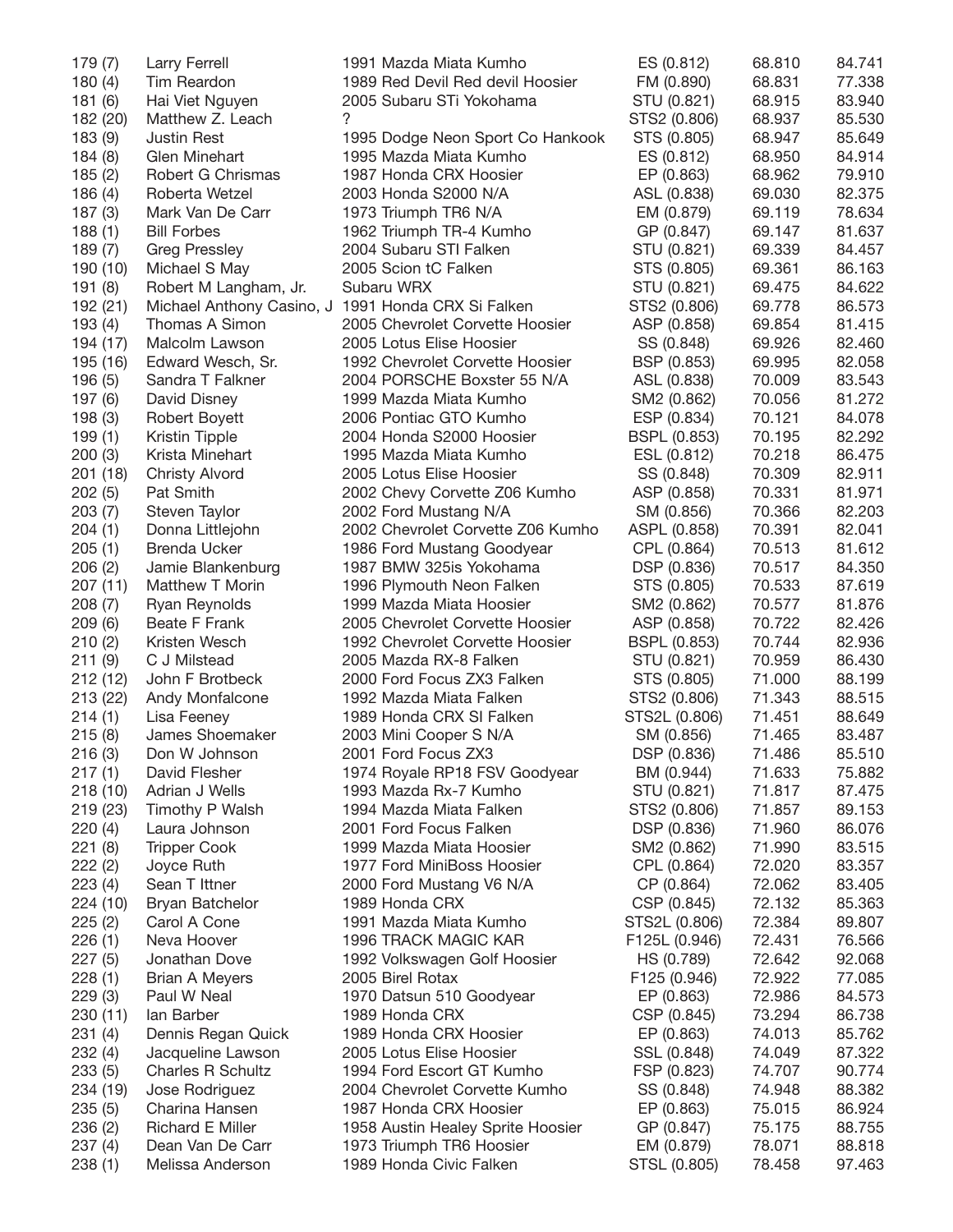| | | | | | |
|---|---|---|---|---|---|
| 179 (7) | Larry Ferrell | 1991 Mazda Miata Kumho | ES (0.812) | 68.810 | 84.741 |
| 180 (4) | Tim Reardon | 1989 Red Devil Red devil Hoosier | FM (0.890) | 68.831 | 77.338 |
| 181 (6) | Hai Viet Nguyen | 2005 Subaru STi Yokohama | STU (0.821) | 68.915 | 83.940 |
| 182 (20) | Matthew Z. Leach | ? | STS2 (0.806) | 68.937 | 85.530 |
| 183 (9) | Justin Rest | 1995 Dodge Neon Sport Co Hankook | STS (0.805) | 68.947 | 85.649 |
| 184 (8) | Glen Minehart | 1995 Mazda Miata Kumho | ES (0.812) | 68.950 | 84.914 |
| 185 (2) | Robert G Chrismas | 1987 Honda CRX Hoosier | EP (0.863) | 68.962 | 79.910 |
| 186 (4) | Roberta Wetzel | 2003 Honda S2000 N/A | ASL (0.838) | 69.030 | 82.375 |
| 187 (3) | Mark Van De Carr | 1973 Triumph TR6 N/A | EM (0.879) | 69.119 | 78.634 |
| 188 (1) | Bill Forbes | 1962 Triumph TR-4 Kumho | GP (0.847) | 69.147 | 81.637 |
| 189 (7) | Greg Pressley | 2004 Subaru STI Falken | STU (0.821) | 69.339 | 84.457 |
| 190 (10) | Michael S May | 2005 Scion tC Falken | STS (0.805) | 69.361 | 86.163 |
| 191 (8) | Robert M Langham, Jr. | Subaru WRX | STU (0.821) | 69.475 | 84.622 |
| 192 (21) | Michael Anthony Casino, J | 1991 Honda CRX Si Falken | STS2 (0.806) | 69.778 | 86.573 |
| 193 (4) | Thomas A Simon | 2005 Chevrolet Corvette Hoosier | ASP (0.858) | 69.854 | 81.415 |
| 194 (17) | Malcolm Lawson | 2005 Lotus Elise Hoosier | SS (0.848) | 69.926 | 82.460 |
| 195 (16) | Edward Wesch, Sr. | 1992 Chevrolet Corvette Hoosier | BSP (0.853) | 69.995 | 82.058 |
| 196 (5) | Sandra T Falkner | 2004 PORSCHE Boxster 55 N/A | ASL (0.838) | 70.009 | 83.543 |
| 197 (6) | David Disney | 1999 Mazda Miata Kumho | SM2 (0.862) | 70.056 | 81.272 |
| 198 (3) | Robert Boyett | 2006 Pontiac GTO Kumho | ESP (0.834) | 70.121 | 84.078 |
| 199 (1) | Kristin Tipple | 2004 Honda S2000 Hoosier | BSPL (0.853) | 70.195 | 82.292 |
| 200 (3) | Krista Minehart | 1995 Mazda Miata Kumho | ESL (0.812) | 70.218 | 86.475 |
| 201 (18) | Christy Alvord | 2005 Lotus Elise Hoosier | SS (0.848) | 70.309 | 82.911 |
| 202 (5) | Pat Smith | 2002 Chevy Corvette Z06 Kumho | ASP (0.858) | 70.331 | 81.971 |
| 203 (7) | Steven Taylor | 2002 Ford Mustang N/A | SM (0.856) | 70.366 | 82.203 |
| 204 (1) | Donna Littlejohn | 2002 Chevrolet Corvette Z06 Kumho | ASPL (0.858) | 70.391 | 82.041 |
| 205 (1) | Brenda Ucker | 1986 Ford Mustang Goodyear | CPL (0.864) | 70.513 | 81.612 |
| 206 (2) | Jamie Blankenburg | 1987 BMW 325is Yokohama | DSP (0.836) | 70.517 | 84.350 |
| 207 (11) | Matthew T Morin | 1996 Plymouth Neon Falken | STS (0.805) | 70.533 | 87.619 |
| 208 (7) | Ryan Reynolds | 1999 Mazda Miata Hoosier | SM2 (0.862) | 70.577 | 81.876 |
| 209 (6) | Beate F Frank | 2005 Chevrolet Corvette Hoosier | ASP (0.858) | 70.722 | 82.426 |
| 210 (2) | Kristen Wesch | 1992 Chevrolet Corvette Hoosier | BSPL (0.853) | 70.744 | 82.936 |
| 211 (9) | C J Milstead | 2005 Mazda RX-8 Falken | STU (0.821) | 70.959 | 86.430 |
| 212 (12) | John F Brotbeck | 2000 Ford Focus ZX3 Falken | STS (0.805) | 71.000 | 88.199 |
| 213 (22) | Andy Monfalcone | 1992 Mazda Miata Falken | STS2 (0.806) | 71.343 | 88.515 |
| 214 (1) | Lisa Feeney | 1989 Honda CRX SI Falken | STS2L (0.806) | 71.451 | 88.649 |
| 215 (8) | James Shoemaker | 2003 Mini Cooper S N/A | SM (0.856) | 71.465 | 83.487 |
| 216 (3) | Don W Johnson | 2001 Ford Focus ZX3 | DSP (0.836) | 71.486 | 85.510 |
| 217 (1) | David Flesher | 1974 Royale RP18 FSV Goodyear | BM (0.944) | 71.633 | 75.882 |
| 218 (10) | Adrian J Wells | 1993 Mazda Rx-7 Kumho | STU (0.821) | 71.817 | 87.475 |
| 219 (23) | Timothy P Walsh | 1994 Mazda Miata Falken | STS2 (0.806) | 71.857 | 89.153 |
| 220 (4) | Laura Johnson | 2001 Ford Focus Falken | DSP (0.836) | 71.960 | 86.076 |
| 221 (8) | Tripper Cook | 1999 Mazda Miata Hoosier | SM2 (0.862) | 71.990 | 83.515 |
| 222 (2) | Joyce Ruth | 1977 Ford MiniBoss Hoosier | CPL (0.864) | 72.020 | 83.357 |
| 223 (4) | Sean T Ittner | 2000 Ford Mustang V6 N/A | CP (0.864) | 72.062 | 83.405 |
| 224 (10) | Bryan Batchelor | 1989 Honda CRX | CSP (0.845) | 72.132 | 85.363 |
| 225 (2) | Carol A Cone | 1991 Mazda Miata Kumho | STS2L (0.806) | 72.384 | 89.807 |
| 226 (1) | Neva Hoover | 1996 TRACK MAGIC KAR | F125L (0.946) | 72.431 | 76.566 |
| 227 (5) | Jonathan Dove | 1992 Volkswagen Golf Hoosier | HS (0.789) | 72.642 | 92.068 |
| 228 (1) | Brian A Meyers | 2005 Birel Rotax | F125 (0.946) | 72.922 | 77.085 |
| 229 (3) | Paul W Neal | 1970 Datsun 510 Goodyear | EP (0.863) | 72.986 | 84.573 |
| 230 (11) | Ian Barber | 1989 Honda CRX | CSP (0.845) | 73.294 | 86.738 |
| 231 (4) | Dennis Regan Quick | 1989 Honda CRX Hoosier | EP (0.863) | 74.013 | 85.762 |
| 232 (4) | Jacqueline Lawson | 2005 Lotus Elise Hoosier | SSL (0.848) | 74.049 | 87.322 |
| 233 (5) | Charles R Schultz | 1994 Ford Escort GT Kumho | FSP (0.823) | 74.707 | 90.774 |
| 234 (19) | Jose Rodriguez | 2004 Chevrolet Corvette Kumho | SS (0.848) | 74.948 | 88.382 |
| 235 (5) | Charina Hansen | 1987 Honda CRX Hoosier | EP (0.863) | 75.015 | 86.924 |
| 236 (2) | Richard E Miller | 1958 Austin Healey Sprite Hoosier | GP (0.847) | 75.175 | 88.755 |
| 237 (4) | Dean Van De Carr | 1973 Triumph TR6 Hoosier | EM (0.879) | 78.071 | 88.818 |
| 238 (1) | Melissa Anderson | 1989 Honda Civic Falken | STSL (0.805) | 78.458 | 97.463 |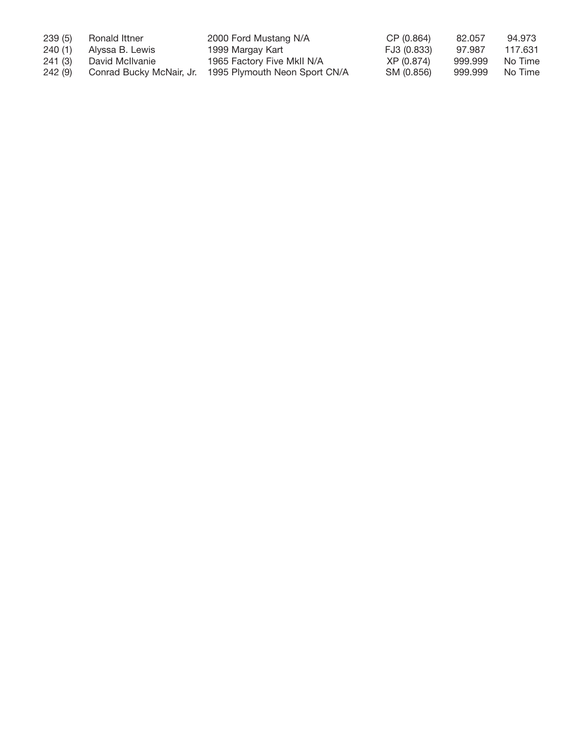| | | | | | |
|---|---|---|---|---|---|
| 239 (5) | Ronald Ittner | 2000 Ford Mustang N/A | CP (0.864) | 82.057 | 94.973 |
| 240 (1) | Alyssa B. Lewis | 1999 Margay Kart | FJ3 (0.833) | 97.987 | 117.631 |
| 241 (3) | David McIlvanie | 1965 Factory Five MkII N/A | XP (0.874) | 999.999 | No Time |
| 242 (9) | Conrad Bucky McNair, Jr. | 1995 Plymouth Neon Sport CN/A | SM (0.856) | 999.999 | No Time |